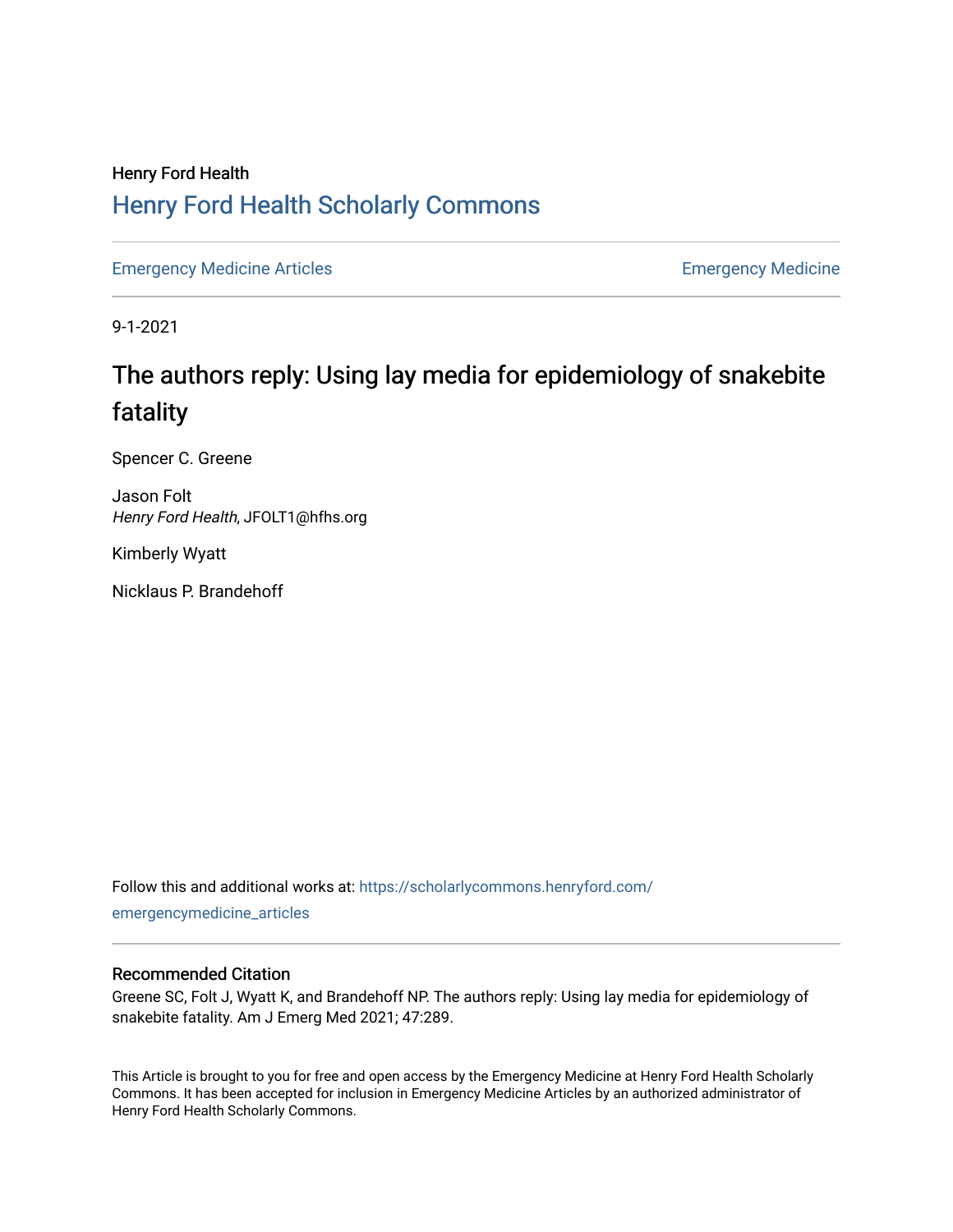Henry Ford Health

## Henry Ford Health Scholarly Commons

Emergency Medicine Articles | Emergency Medicine

9-1-2021

# The authors reply: Using lay media for epidemiology of snakebite fatality

Spencer C. Greene

Jason Folt
*Henry Ford Health*, JFOLT1@hfhs.org

Kimberly Wyatt

Nicklaus P. Brandehoff

Follow this and additional works at: https://scholarlycommons.henryford.com/emergencymedicine_articles

### Recommended Citation

Greene SC, Folt J, Wyatt K, and Brandehoff NP. The authors reply: Using lay media for epidemiology of snakebite fatality. Am J Emerg Med 2021; 47:289.

This Article is brought to you for free and open access by the Emergency Medicine at Henry Ford Health Scholarly Commons. It has been accepted for inclusion in Emergency Medicine Articles by an authorized administrator of Henry Ford Health Scholarly Commons.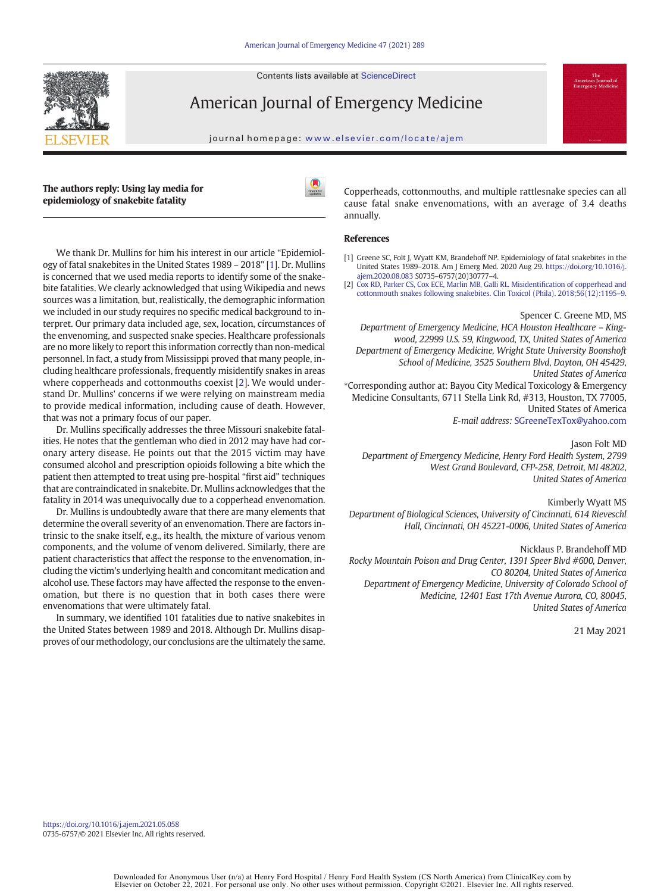## The authors reply: Using lay media for epidemiology of snakebite fatality

We thank Dr. Mullins for him his interest in our article "Epidemiology of fatal snakebites in the United States 1989 – 2018" [1]. Dr. Mullins is concerned that we used media reports to identify some of the snakebite fatalities. We clearly acknowledged that using Wikipedia and news sources was a limitation, but, realistically, the demographic information we included in our study requires no specific medical background to interpret. Our primary data included age, sex, location, circumstances of the envenoming, and suspected snake species. Healthcare professionals are no more likely to report this information correctly than non-medical personnel. In fact, a study from Mississippi proved that many people, including healthcare professionals, frequently misidentify snakes in areas where copperheads and cottonmouths coexist [2]. We would understand Dr. Mullins' concerns if we were relying on mainstream media to provide medical information, including cause of death. However, that was not a primary focus of our paper.

Dr. Mullins specifically addresses the three Missouri snakebite fatalities. He notes that the gentleman who died in 2012 may have had coronary artery disease. He points out that the 2015 victim may have consumed alcohol and prescription opioids following a bite which the patient then attempted to treat using pre-hospital "first aid" techniques that are contraindicated in snakebite. Dr. Mullins acknowledges that the fatality in 2014 was unequivocally due to a copperhead envenomation.

Dr. Mullins is undoubtedly aware that there are many elements that determine the overall severity of an envenomation. There are factors intrinsic to the snake itself, e.g., its health, the mixture of various venom components, and the volume of venom delivered. Similarly, there are patient characteristics that affect the response to the envenomation, including the victim's underlying health and concomitant medication and alcohol use. These factors may have affected the response to the envenomation, but there is no question that in both cases there were envenomations that were ultimately fatal.

In summary, we identified 101 fatalities due to native snakebites in the United States between 1989 and 2018. Although Dr. Mullins disapproves of our methodology, our conclusions are the ultimately the same. Copperheads, cottonmouths, and multiple rattlesnake species can all cause fatal snake envenomations, with an average of 3.4 deaths annually.

### References

[1] Greene SC, Folt J, Wyatt KM, Brandehoff NP. Epidemiology of fatal snakebites in the United States 1989–2018. Am J Emerg Med. 2020 Aug 29. https://doi.org/10.1016/j.ajem.2020.08.083 S0735–6757(20)30777–4.

[2] Cox RD, Parker CS, Cox ECE, Marlin MB, Galli RL. Misidentification of copperhead and cottonmouth snakes following snakebites. Clin Toxicol (Phila). 2018;56(12):1195–9.

Spencer C. Greene MD, MS
*Department of Emergency Medicine, HCA Houston Healthcare – Kingwood, 22999 U.S. 59, Kingwood, TX, United States of America*
*Department of Emergency Medicine, Wright State University Boonshoft School of Medicine, 3525 Southern Blvd, Dayton, OH 45429, United States of America*
*Corresponding author at: Bayou City Medical Toxicology & Emergency Medicine Consultants, 6711 Stella Link Rd, #313, Houston, TX 77005, United States of America
*E-mail address:* SGreeneTexTox@yahoo.com

Jason Folt MD
*Department of Emergency Medicine, Henry Ford Health System, 2799 West Grand Boulevard, CFP-258, Detroit, MI 48202, United States of America*

Kimberly Wyatt MS
*Department of Biological Sciences, University of Cincinnati, 614 Rieveschl Hall, Cincinnati, OH 45221-0006, United States of America*

Nicklaus P. Brandehoff MD
*Rocky Mountain Poison and Drug Center, 1391 Speer Blvd #600, Denver, CO 80204, United States of America*
*Department of Emergency Medicine, University of Colorado School of Medicine, 12401 East 17th Avenue Aurora, CO, 80045, United States of America*

21 May 2021

https://doi.org/10.1016/j.ajem.2021.05.058
0735-6757/© 2021 Elsevier Inc. All rights reserved.